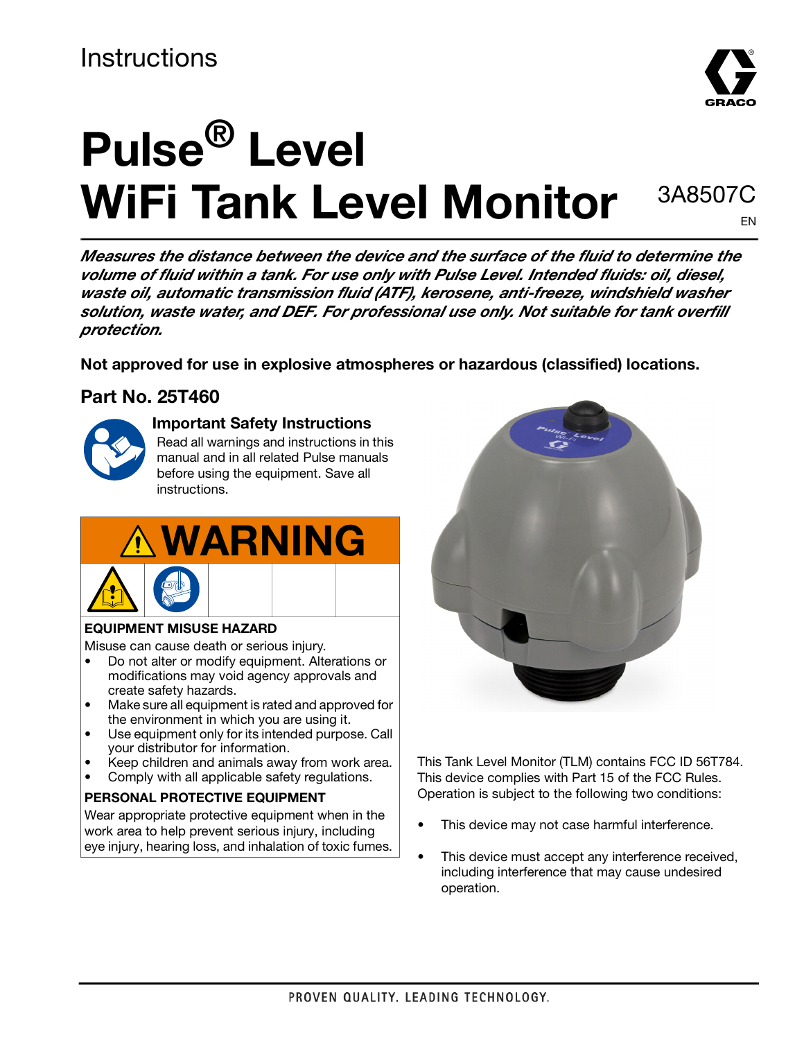Instructions

# Pulse® Level WiFi Tank Level Monitor

3A8507C

EN

***Measures the distance between the device and the surface of the fluid to determine the volume of fluid within a tank. For use only with Pulse Level. Intended fluids: oil, diesel, waste oil, automatic transmission fluid (ATF), kerosene, anti-freeze, windshield washer solution, waste water, and DEF. For professional use only. Not suitable for tank overfill protection.***

**Not approved for use in explosive atmospheres or hazardous (classified) locations.**

## Part No. 25T460

### Important Safety Instructions

Read all warnings and instructions in this manual and in all related Pulse manuals before using the equipment. Save all instructions.

## WARNING

**EQUIPMENT MISUSE HAZARD**

Misuse can cause death or serious injury.

- Do not alter or modify equipment. Alterations or modifications may void agency approvals and create safety hazards.
- Make sure all equipment is rated and approved for the environment in which you are using it.
- Use equipment only for its intended purpose. Call your distributor for information.
- Keep children and animals away from work area.
- Comply with all applicable safety regulations.

**PERSONAL PROTECTIVE EQUIPMENT**

Wear appropriate protective equipment when in the work area to help prevent serious injury, including eye injury, hearing loss, and inhalation of toxic fumes.

This Tank Level Monitor (TLM) contains FCC ID 56T784. This device complies with Part 15 of the FCC Rules. Operation is subject to the following two conditions:

- This device may not case harmful interference.
- This device must accept any interference received, including interference that may cause undesired operation.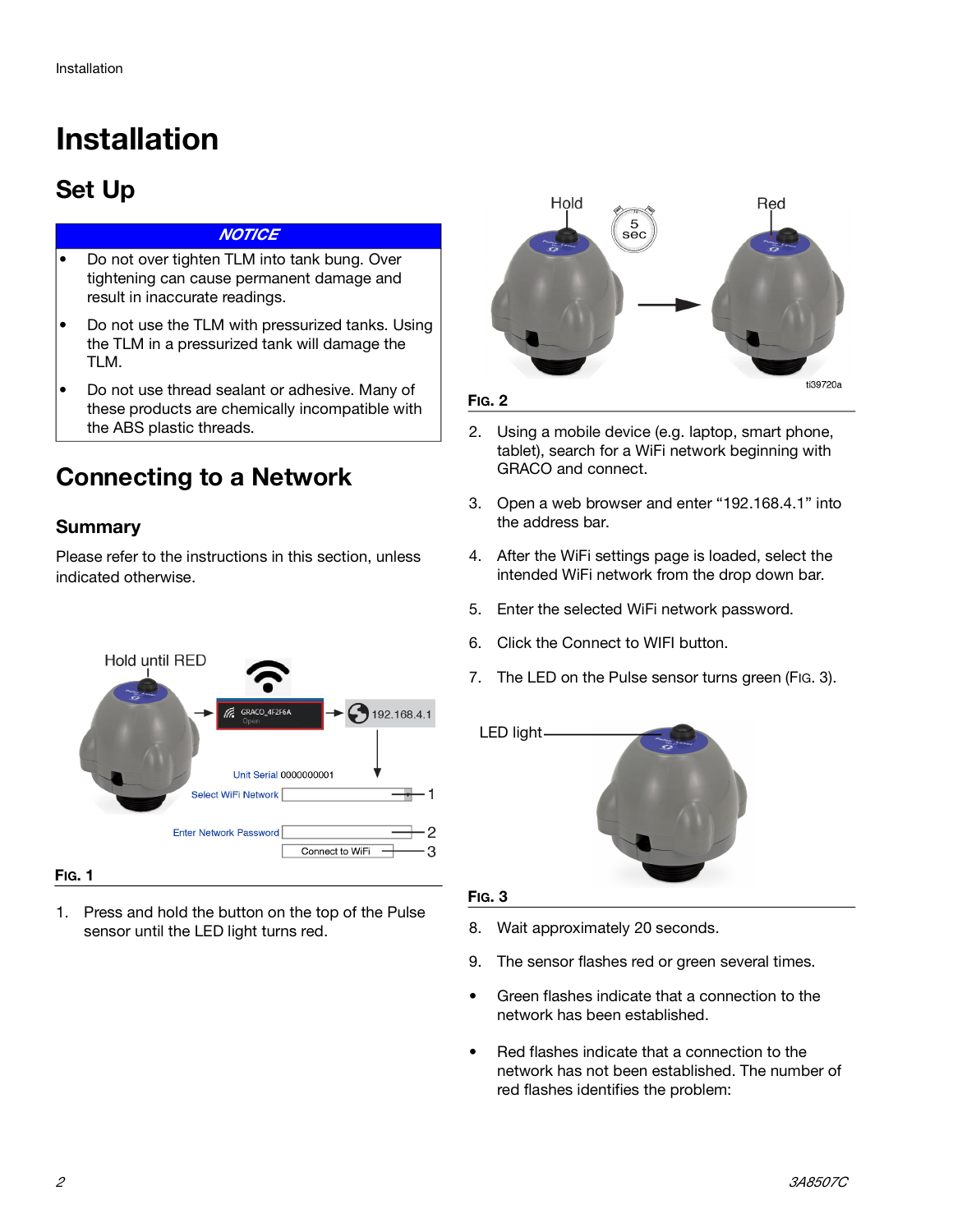# Installation

## Set Up

**NOTICE**

- Do not over tighten TLM into tank bung. Over tightening can cause permanent damage and result in inaccurate readings.
- Do not use the TLM with pressurized tanks. Using the TLM in a pressurized tank will damage the TLM.
- Do not use thread sealant or adhesive. Many of these products are chemically incompatible with the ABS plastic threads.

## Connecting to a Network

### Summary

Please refer to the instructions in this section, unless indicated otherwise.

FIG. 1

1. Press and hold the button on the top of the Pulse sensor until the LED light turns red.

FIG. 2

2. Using a mobile device (e.g. laptop, smart phone, tablet), search for a WiFi network beginning with GRACO and connect.
3. Open a web browser and enter “192.168.4.1” into the address bar.
4. After the WiFi settings page is loaded, select the intended WiFi network from the drop down bar.
5. Enter the selected WiFi network password.
6. Click the Connect to WIFI button.
7. The LED on the Pulse sensor turns green (FIG. 3).

FIG. 3

8. Wait approximately 20 seconds.
9. The sensor flashes red or green several times.

- Green flashes indicate that a connection to the network has been established.
- Red flashes indicate that a connection to the network has not been established. The number of red flashes identifies the problem: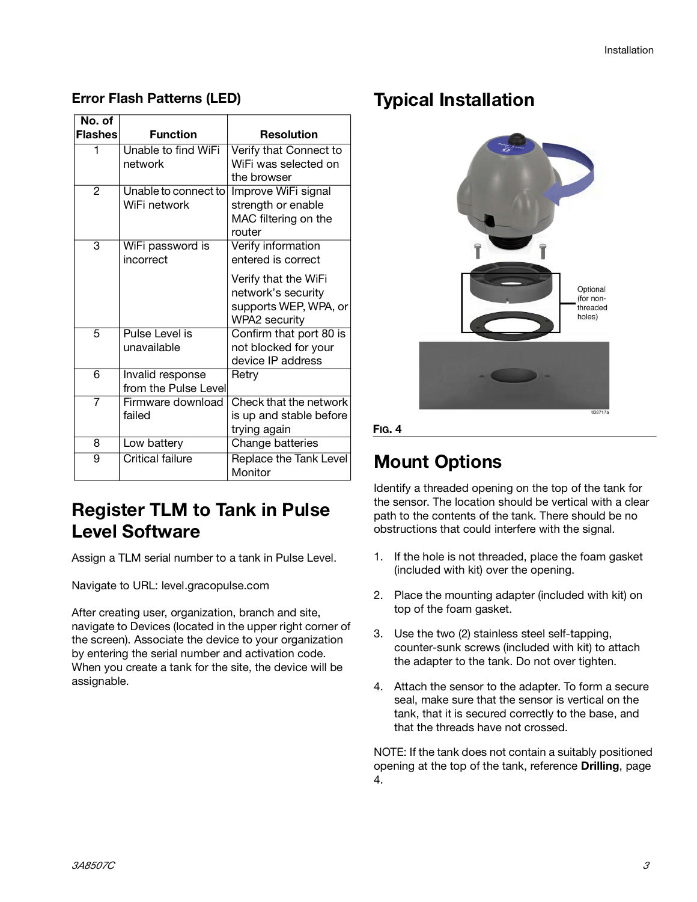### Error Flash Patterns (LED)

| No. of Flashes | Function | Resolution |
|---|---|---|
| 1 | Unable to find WiFi network | Verify that Connect to WiFi was selected on the browser |
| 2 | Unable to connect to WiFi network | Improve WiFi signal strength or enable MAC filtering on the router |
| 3 | WiFi password is incorrect | Verify information entered is correct<br><br>Verify that the WiFi network's security supports WEP, WPA, or WPA2 security |
| 5 | Pulse Level is unavailable | Confirm that port 80 is not blocked for your device IP address |
| 6 | Invalid response from the Pulse Level | Retry |
| 7 | Firmware download failed | Check that the network is up and stable before trying again |
| 8 | Low battery | Change batteries |
| 9 | Critical failure | Replace the Tank Level Monitor |

## Register TLM to Tank in Pulse Level Software

Assign a TLM serial number to a tank in Pulse Level.

Navigate to URL: level.gracopulse.com

After creating user, organization, branch and site, navigate to Devices (located in the upper right corner of the screen). Associate the device to your organization by entering the serial number and activation code. When you create a tank for the site, the device will be assignable.

## Typical Installation

Optional (for non-threaded holes)

ti39717a

FIG. 4

## Mount Options

Identify a threaded opening on the top of the tank for the sensor. The location should be vertical with a clear path to the contents of the tank. There should be no obstructions that could interfere with the signal.

1. If the hole is not threaded, place the foam gasket (included with kit) over the opening.
2. Place the mounting adapter (included with kit) on top of the foam gasket.
3. Use the two (2) stainless steel self-tapping, counter-sunk screws (included with kit) to attach the adapter to the tank. Do not over tighten.
4. Attach the sensor to the adapter. To form a secure seal, make sure that the sensor is vertical on the tank, that it is secured correctly to the base, and that the threads have not crossed.

NOTE: If the tank does not contain a suitably positioned opening at the top of the tank, reference **Drilling**, page 4.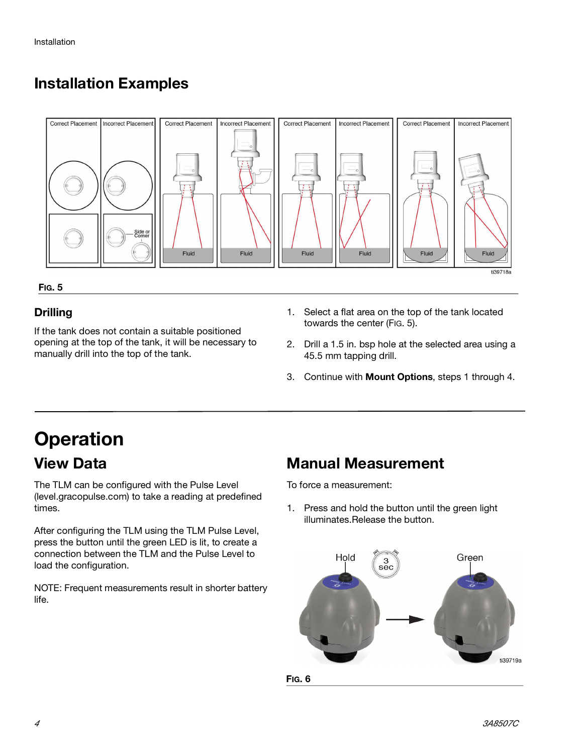## Installation Examples

FIG. 5

### Drilling

If the tank does not contain a suitable positioned opening at the top of the tank, it will be necessary to manually drill into the top of the tank.

1. Select a flat area on the top of the tank located towards the center (FIG. 5).
2. Drill a 1.5 in. bsp hole at the selected area using a 45.5 mm tapping drill.
3. Continue with **Mount Options**, steps 1 through 4.

# Operation

## View Data

The TLM can be configured with the Pulse Level (level.gracopulse.com) to take a reading at predefined times.

After configuring the TLM using the TLM Pulse Level, press the button until the green LED is lit, to create a connection between the TLM and the Pulse Level to load the configuration.

NOTE: Frequent measurements result in shorter battery life.

## Manual Measurement

To force a measurement:

1. Press and hold the button until the green light illuminates.Release the button.

FIG. 6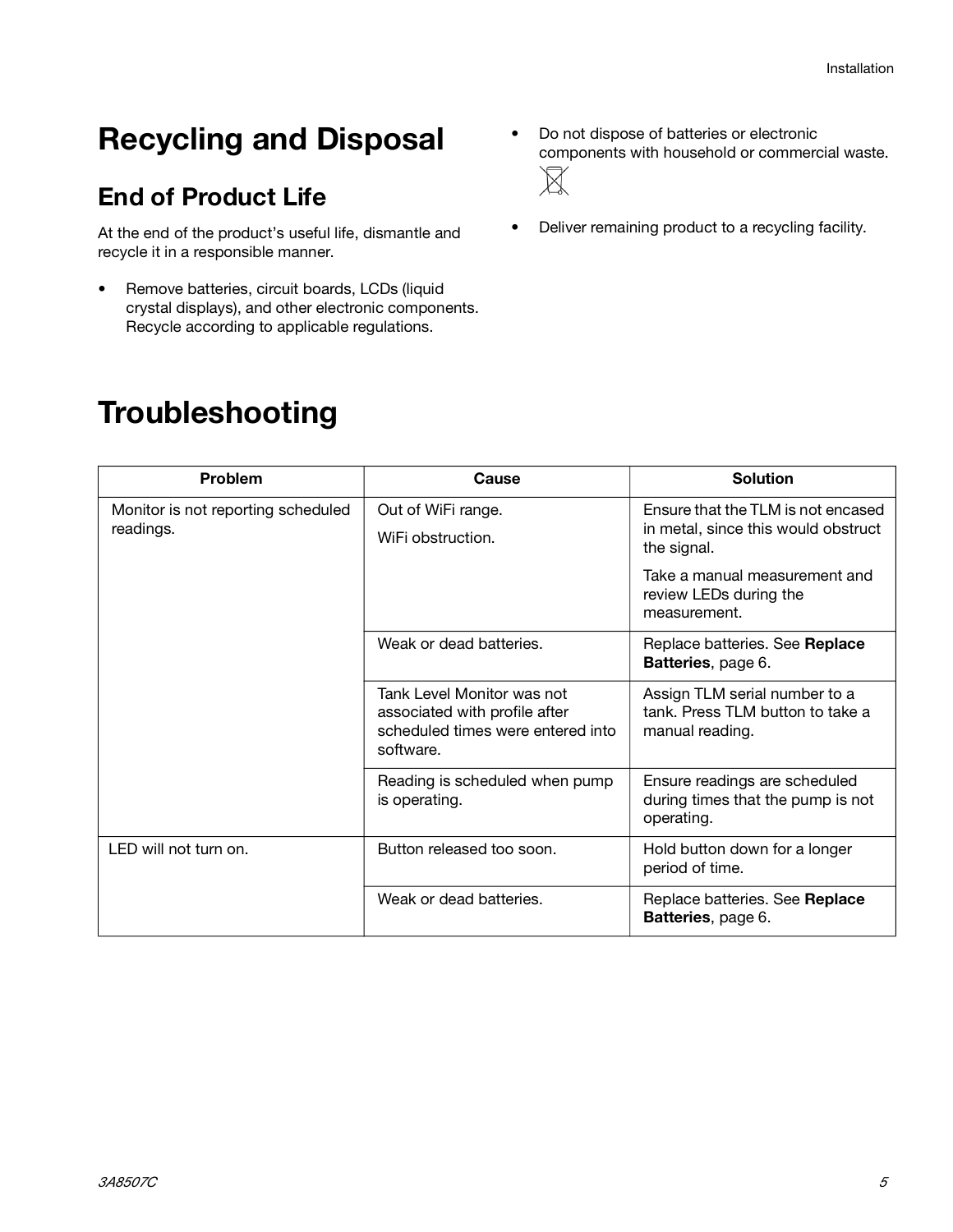# Recycling and Disposal

## End of Product Life

At the end of the product's useful life, dismantle and recycle it in a responsible manner.

- Remove batteries, circuit boards, LCDs (liquid crystal displays), and other electronic components. Recycle according to applicable regulations.
- Do not dispose of batteries or electronic components with household or commercial waste.
- Deliver remaining product to a recycling facility.

# Troubleshooting

| Problem | Cause | Solution |
| --- | --- | --- |
| Monitor is not reporting scheduled readings. | Out of WiFi range.<br>WiFi obstruction. | Ensure that the TLM is not encased in metal, since this would obstruct the signal.<br>Take a manual measurement and review LEDs during the measurement. |
| | Weak or dead batteries. | Replace batteries. See **Replace Batteries**, page 6. |
| | Tank Level Monitor was not associated with profile after scheduled times were entered into software. | Assign TLM serial number to a tank. Press TLM button to take a manual reading. |
| | Reading is scheduled when pump is operating. | Ensure readings are scheduled during times that the pump is not operating. |
| LED will not turn on. | Button released too soon. | Hold button down for a longer period of time. |
| | Weak or dead batteries. | Replace batteries. See **Replace Batteries**, page 6. |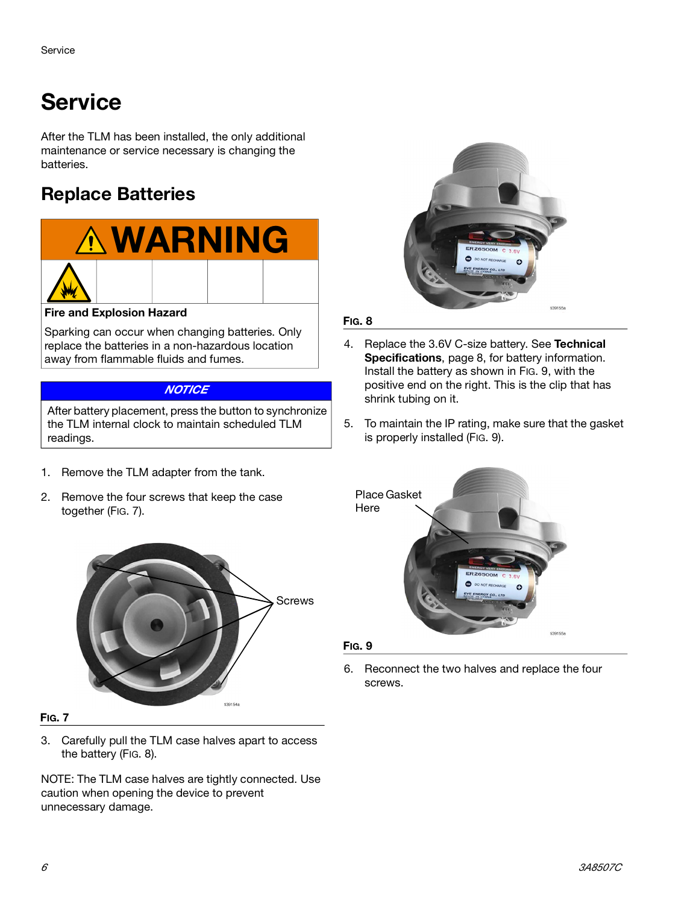# Service

After the TLM has been installed, the only additional maintenance or service necessary is changing the batteries.

## Replace Batteries

**WARNING**

**Fire and Explosion Hazard**

Sparking can occur when changing batteries. Only replace the batteries in a non-hazardous location away from flammable fluids and fumes.

***NOTICE***

After battery placement, press the button to synchronize the TLM internal clock to maintain scheduled TLM readings.

1. Remove the TLM adapter from the tank.
2. Remove the four screws that keep the case together (FIG. 7).

Screws

**FIG. 7**

3. Carefully pull the TLM case halves apart to access the battery (FIG. 8).

NOTE: The TLM case halves are tightly connected. Use caution when opening the device to prevent unnecessary damage.

**FIG. 8**

4. Replace the 3.6V C-size battery. See **Technical Specifications**, page 8, for battery information. Install the battery as shown in FIG. 9, with the positive end on the right. This is the clip that has shrink tubing on it.
5. To maintain the IP rating, make sure that the gasket is properly installed (FIG. 9).

Place Gasket Here

**FIG. 9**

6. Reconnect the two halves and replace the four screws.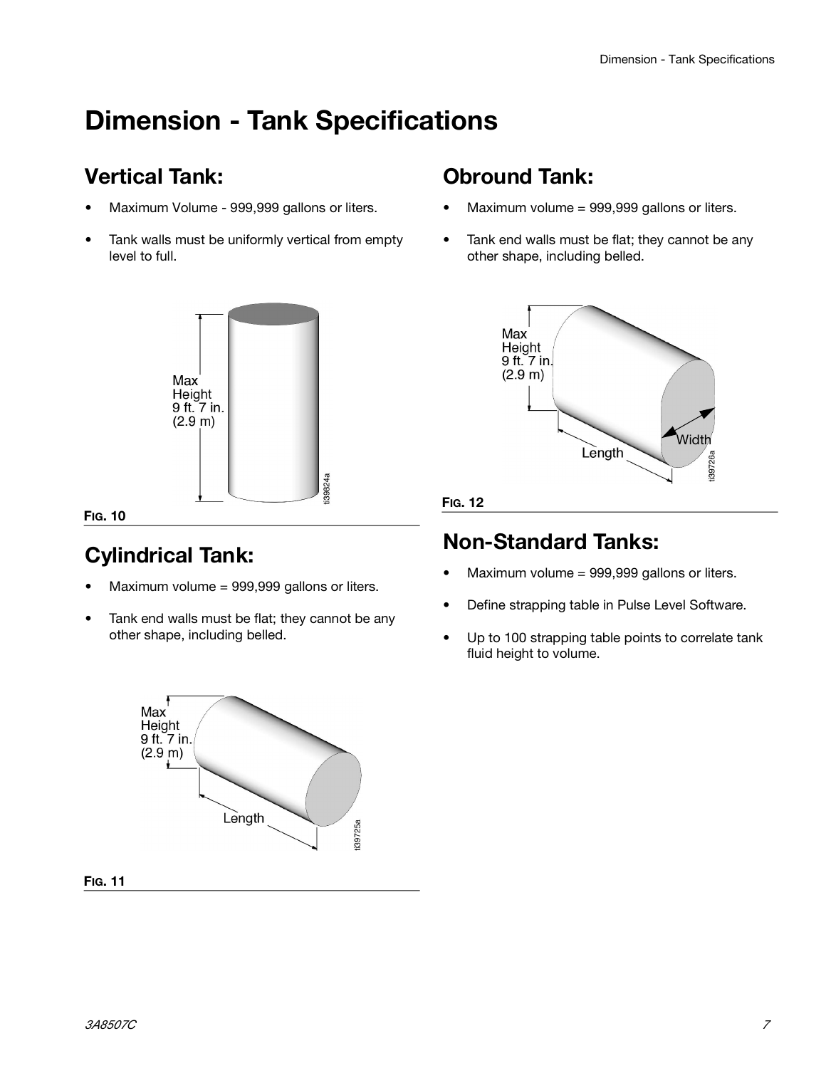# Dimension - Tank Specifications

## Vertical Tank:

- Maximum Volume - 999,999 gallons or liters.
- Tank walls must be uniformly vertical from empty level to full.

Max Height 9 ft. 7 in. (2.9 m)

**FIG. 10**

## Cylindrical Tank:

- Maximum volume = 999,999 gallons or liters.
- Tank end walls must be flat; they cannot be any other shape, including belled.

Max Height 9 ft. 7 in. (2.9 m)

Length

**FIG. 11**

## Obround Tank:

- Maximum volume = 999,999 gallons or liters.
- Tank end walls must be flat; they cannot be any other shape, including belled.

Max Height 9 ft. 7 in. (2.9 m)

Width

Length

**FIG. 12**

## Non-Standard Tanks:

- Maximum volume = 999,999 gallons or liters.
- Define strapping table in Pulse Level Software.
- Up to 100 strapping table points to correlate tank fluid height to volume.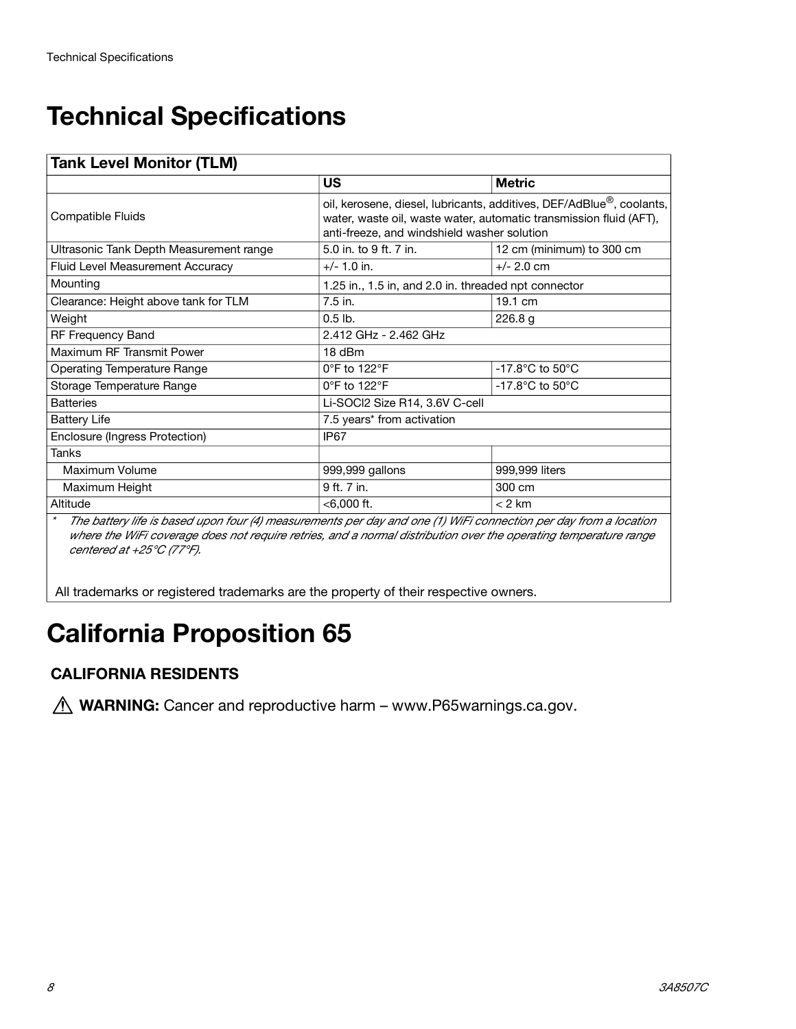# Technical Specifications

| Tank Level Monitor (TLM) | | |
|---|---|---|
| | **US** | **Metric** |
| Compatible Fluids | oil, kerosene, diesel, lubricants, additives, DEF/AdBlue®, coolants, water, waste oil, waste water, automatic transmission fluid (AFT), anti-freeze, and windshield washer solution | |
| Ultrasonic Tank Depth Measurement range | 5.0 in. to 9 ft. 7 in. | 12 cm (minimum) to 300 cm |
| Fluid Level Measurement Accuracy | +/- 1.0 in. | +/- 2.0 cm |
| Mounting | 1.25 in., 1.5 in, and 2.0 in. threaded npt connector | |
| Clearance: Height above tank for TLM | 7.5 in. | 19.1 cm |
| Weight | 0.5 lb. | 226.8 g |
| RF Frequency Band | 2.412 GHz - 2.462 GHz | |
| Maximum RF Transmit Power | 18 dBm | |
| Operating Temperature Range | 0°F to 122°F | -17.8°C to 50°C |
| Storage Temperature Range | 0°F to 122°F | -17.8°C to 50°C |
| Batteries | Li-SOCl2 Size R14, 3.6V C-cell | |
| Battery Life | 7.5 years* from activation | |
| Enclosure (Ingress Protection) | IP67 | |
| Tanks | | |
| Maximum Volume | 999,999 gallons | 999,999 liters |
| Maximum Height | 9 ft. 7 in. | 300 cm |
| Altitude | <6,000 ft. | < 2 km |

\* *The battery life is based upon four (4) measurements per day and one (1) WiFi connection per day from a location where the WiFi coverage does not require retries, and a normal distribution over the operating temperature range centered at +25°C (77°F).*

All trademarks or registered trademarks are the property of their respective owners.

# California Proposition 65

## CALIFORNIA RESIDENTS

⚠ **WARNING:** Cancer and reproductive harm – www.P65warnings.ca.gov.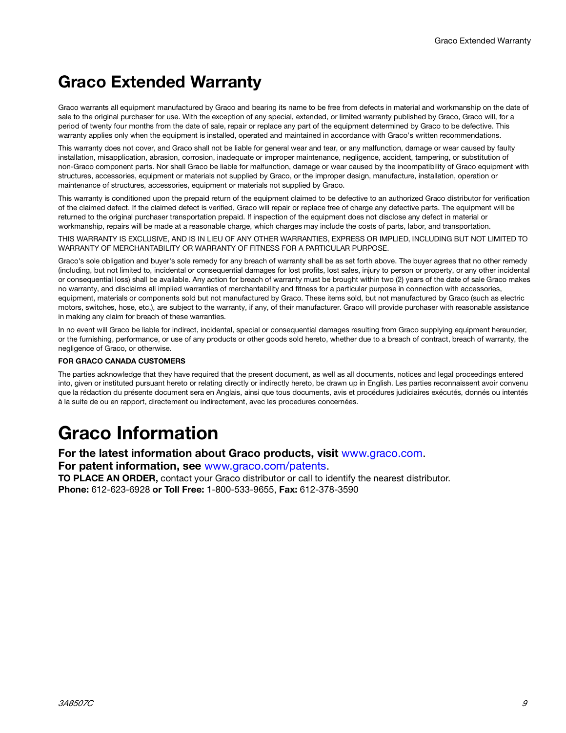# Graco Extended Warranty

Graco warrants all equipment manufactured by Graco and bearing its name to be free from defects in material and workmanship on the date of sale to the original purchaser for use. With the exception of any special, extended, or limited warranty published by Graco, Graco will, for a period of twenty four months from the date of sale, repair or replace any part of the equipment determined by Graco to be defective. This warranty applies only when the equipment is installed, operated and maintained in accordance with Graco's written recommendations.

This warranty does not cover, and Graco shall not be liable for general wear and tear, or any malfunction, damage or wear caused by faulty installation, misapplication, abrasion, corrosion, inadequate or improper maintenance, negligence, accident, tampering, or substitution of non-Graco component parts. Nor shall Graco be liable for malfunction, damage or wear caused by the incompatibility of Graco equipment with structures, accessories, equipment or materials not supplied by Graco, or the improper design, manufacture, installation, operation or maintenance of structures, accessories, equipment or materials not supplied by Graco.

This warranty is conditioned upon the prepaid return of the equipment claimed to be defective to an authorized Graco distributor for verification of the claimed defect. If the claimed defect is verified, Graco will repair or replace free of charge any defective parts. The equipment will be returned to the original purchaser transportation prepaid. If inspection of the equipment does not disclose any defect in material or workmanship, repairs will be made at a reasonable charge, which charges may include the costs of parts, labor, and transportation.

THIS WARRANTY IS EXCLUSIVE, AND IS IN LIEU OF ANY OTHER WARRANTIES, EXPRESS OR IMPLIED, INCLUDING BUT NOT LIMITED TO WARRANTY OF MERCHANTABILITY OR WARRANTY OF FITNESS FOR A PARTICULAR PURPOSE.

Graco's sole obligation and buyer's sole remedy for any breach of warranty shall be as set forth above. The buyer agrees that no other remedy (including, but not limited to, incidental or consequential damages for lost profits, lost sales, injury to person or property, or any other incidental or consequential loss) shall be available. Any action for breach of warranty must be brought within two (2) years of the date of sale Graco makes no warranty, and disclaims all implied warranties of merchantability and fitness for a particular purpose in connection with accessories, equipment, materials or components sold but not manufactured by Graco. These items sold, but not manufactured by Graco (such as electric motors, switches, hose, etc.), are subject to the warranty, if any, of their manufacturer. Graco will provide purchaser with reasonable assistance in making any claim for breach of these warranties.

In no event will Graco be liable for indirect, incidental, special or consequential damages resulting from Graco supplying equipment hereunder, or the furnishing, performance, or use of any products or other goods sold hereto, whether due to a breach of contract, breach of warranty, the negligence of Graco, or otherwise.

**FOR GRACO CANADA CUSTOMERS**

The parties acknowledge that they have required that the present document, as well as all documents, notices and legal proceedings entered into, given or instituted pursuant hereto or relating directly or indirectly hereto, be drawn up in English. Les parties reconnaissent avoir convenu que la rédaction du présente document sera en Anglais, ainsi que tous documents, avis et procédures judiciaires exécutés, donnés ou intentés à la suite de ou en rapport, directement ou indirectement, avec les procedures concernées.

# Graco Information

**For the latest information about Graco products, visit** www.graco.com.
**For patent information, see** www.graco.com/patents.
**TO PLACE AN ORDER,** contact your Graco distributor or call to identify the nearest distributor.
**Phone:** 612-623-6928 **or Toll Free:** 1-800-533-9655, **Fax:** 612-378-3590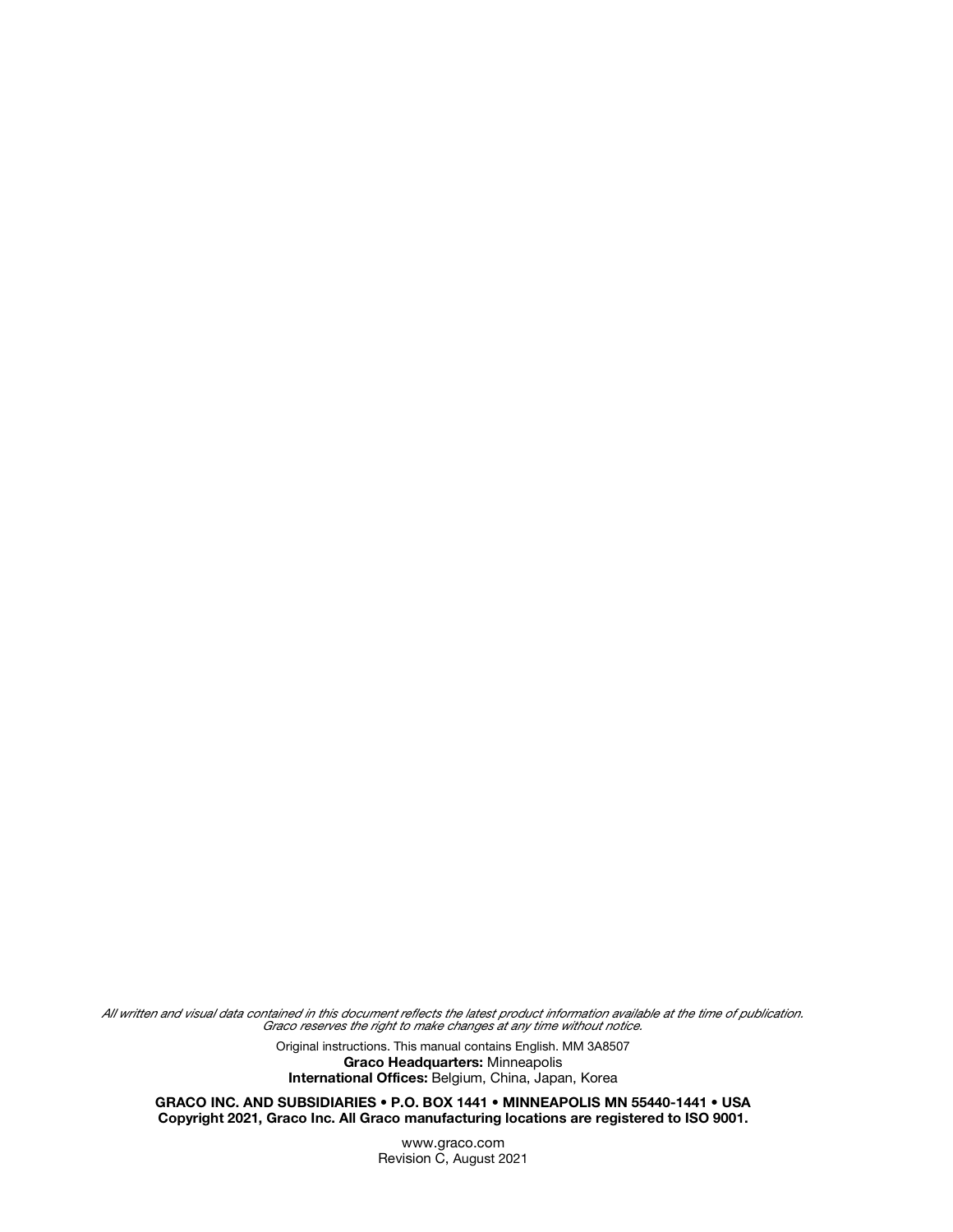*All written and visual data contained in this document reflects the latest product information available at the time of publication. Graco reserves the right to make changes at any time without notice.*

Original instructions. This manual contains English. MM 3A8507

**Graco Headquarters:** Minneapolis

**International Offices:** Belgium, China, Japan, Korea

**GRACO INC. AND SUBSIDIARIES • P.O. BOX 1441 • MINNEAPOLIS MN 55440-1441 • USA**

**Copyright 2021, Graco Inc. All Graco manufacturing locations are registered to ISO 9001.**

www.graco.com

Revision C, August 2021